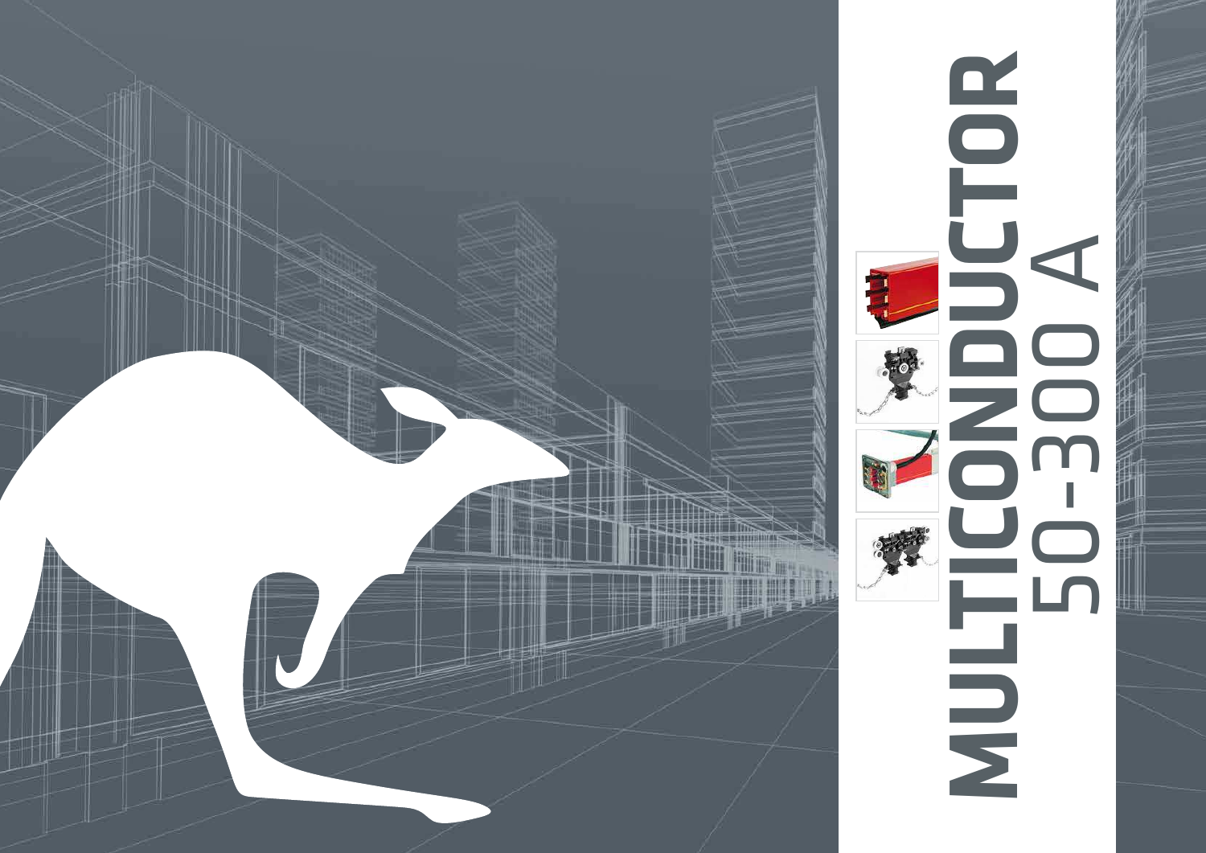# MULTICONDUCTOR
## 50-300 A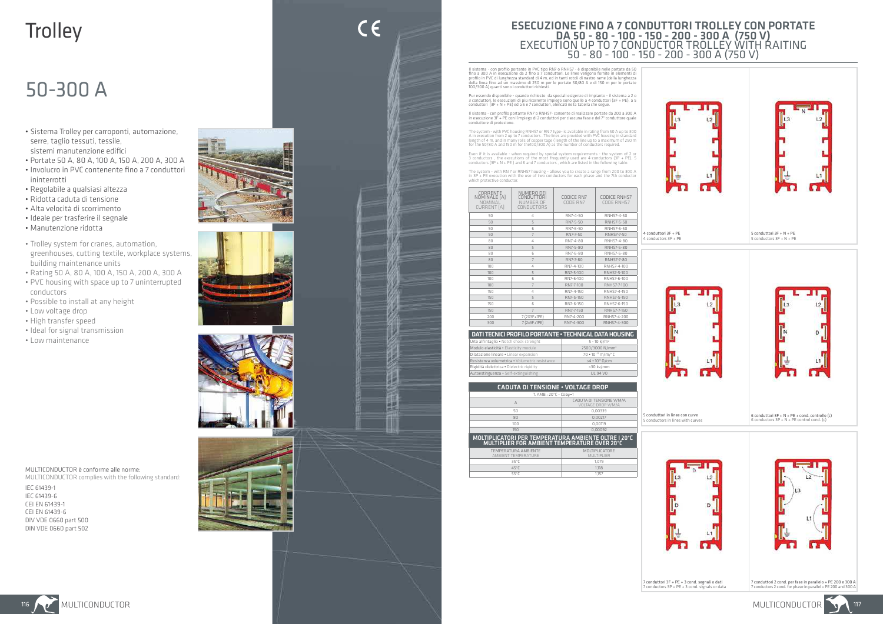# Trolley

# 50-300 A

- Sistema Trolley per carroponti, automazione, serre, taglio tessuti, tessile, sistemi manutenzione edifici
- Portate 50 A, 80 A, 100 A, 150 A, 200 A, 300 A
- Involucro in PVC contenente fino a 7 conduttori ininterrotti
- Regolabile a qualsiasi altezza
- Ridotta caduta di tensione
- Alta velocità di scorrimento
- Ideale per trasferire il segnale
- Manutenzione ridotta

- Trolley system for cranes, automation, greenhouses, cutting textile, workplace systems, building maintenance units
- Rating 50 A, 80 A, 100 A, 150 A, 200 A, 300 A
- PVC housing with space up to 7 uninterrupted conductors
- Possible to install at any height
- Low voltage drop
- High transfer speed
- Ideal for signal transmission
- Low maintenance

MULTICONDUCTOR è conforme alle norme:
MULTICONDUCTOR complies with the following standard:

IEC 61439-1
IEC 61439-6
CEI EN 61439-1
CEI EN 61439-6
DIV VDE 0660 part 500
DIN VDE 0660 part 502

## ESECUZIONE FINO A 7 CONDUTTORI TROLLEY CON PORTATE DA 50 - 80 - 100 - 150 - 200 - 300 A (750 V)
## EXECUTION UP TO 7 CONDUCTOR TROLLEY WITH RAITING 50 - 80 - 100 - 150 - 200 - 300 A (750 V)

Il sistema - con profilo portante in PVC tipo RN7 o RNHS7 - è disponibile nelle portate da 50 fino a 300 A in esecuzione da 2 fino a 7 conduttori. Le linee vengono fornite in elementi di profilo in PVC di lunghezza standard di 4 m, ed in tanti rotoli di nastro rame (della lunghezza della linea fino ad un massimo di 250 m per le portate 50/80 A e di 150 m per le portate 100/300 A) quanti sono i conduttori richiesti.

Pur essendo disponibile - quando richiesto da speciali esigenze di impianto - il sistema a 2 o 3 conduttori, le esecuzioni di più ricorrente impiego sono quelle a 4 conduttori (3F + PE), a 5 conduttori (3F + N + PE) ed a 6 e 7 conduttori, elencati nella tabella che segue.

Il sistema - con profilo portante RN7 o RNHS7- consente di realizzare portate da 200 a 300 A in esecuzione 3F + PE con l'impiego di 2 conduttori per ciascuna fase e del 7° conduttore quale conduttore di protezione.

The system - with PVC housing RNHS7 or RN7 type- is available in rating from 50 A up to 300 A in execution from 2 up to 7 conductors . The lines are provided with PVC housing in standard length of 4 m, and in many rolls of copper tape ( length of the line up to a maximum of 250 m for the 50/80 A and 150 m for the100/300 A) as the number of conductors required.

Even if it is available - when required by special system requirements - the system of 2 or 3 conductors , the executions of the most frequently used are 4-conductors (3P + PE), 5 conductors (3P + N + PE ) and 6 and 7 conductors , which are listed in the following table.

The system - with RN 7 or RNHS7 housing - allows you to create a range from 200 to 300 A in 3P + PE execution with the use of two conductors for each phase and the 7th conductor which protective conductor.

| CORRENTE NOMINALE [A] NOMINAL CURRENT [A] | NUMERO DEI CONDUTTORI NUMBER OF CONDUCTORS | CODICE RN7 CODE RN7 | CODICE RNHS7 CODE RNHS7 |
|---|---|---|---|
| 50 | 4 | RN7-4-50 | RNHS7-4-50 |
| 50 | 5 | RN7-5-50 | RNHS7-5-50 |
| 50 | 6 | RN7-6-50 | RNHS7-6-50 |
| 50 | 7 | RN7-7-50 | RNHS7-7-50 |
| 80 | 4 | RN7-4-80 | RNHS7-4-80 |
| 80 | 5 | RN7-5-80 | RNHS7-5-80 |
| 80 | 6 | RN7-6-80 | RNHS7-6-80 |
| 80 | 7 | RN7-7-80 | RNHS7-7-80 |
| 100 | 4 | RN7-4-100 | RNHS7-4-100 |
| 100 | 5 | RN7-5-100 | RNHS7-5-100 |
| 100 | 6 | RN7-6-100 | RNHS7-6-100 |
| 100 | 7 | RN7-7-100 | RNHS7-7-100 |
| 150 | 4 | RN7-4-150 | RNHS7-4-150 |
| 150 | 5 | RN7-5-150 | RNHS7-5-150 |
| 150 | 6 | RN7-6-150 | RNHS7-6-150 |
| 150 | 7 | RN7-7-150 | RNHS7-7-150 |
| 200 | 7 (2X3F+1PE) | RN7-4-200 | RNHS7-4-200 |
| 300 | 7 (2x3F+1PE) | RN7-4-300 | RNHS7-4-300 |

### DATI TECNICI PROFILO PORTANTE • TECHNICAL DATA HOUSING

| | |
|---|---|
| Urto all'intaglio • Notch shock strenght | 5 - 10 kj/m² |
| Modulo elasticità • Elasticity module | 2500/3000 N/mm² |
| Dilatazione lineare • Linear expansion | $70 \cdot 10^{-6}$ m/m/°C |
| Resistenza volumetrica • Volumetric resistance | $>4 \cdot 10^{15}$ Ω/cm |
| Rigidità dielettrica • Dielectric rigidity | >30 kv/mm |
| Autoestinguenza • Self-extinguishing | UL 94 V0 |

### CADUTA DI TENSIONE • VOLTAGE DROP

T. AMB.: 20°C - Cosφ=1

| A | CADUTA DI TENSIONE V/M/A VOLTAGE DROP V/M/A |
|---|---|
| 50 | 0,00339 |
| 80 | 0,00217 |
| 100 | 0,00119 |
| 150 | 0,00092 |

### MOLTIPLICATORI PER TEMPERATURA AMBIENTE OLTRE I 20°C • MULTIPLIER FOR AMBIENT TEMPERATURE OVER 20°C

| TEMPERATURA AMBIENTE AMBIENT TEMPERATURE | MOLTIPLICATORE MULTIPLIER |
|---|---|
| 35°C | 1,079 |
| 45°C | 1,118 |
| 55°C | 1,157 |

4 conduttori 3F + PE
4 conductors 3F + PE

5 conduttori 3F + N + PE
5 conductors 3F + N + PE

5 conduttori in linee con curve
5 conductors in lines with curves

6 conduttori 3F + N + PE + cond. controllo (c)
6 conductors 3P + N + PE control cond. (c)

7 conduttori 3F + PE + 3 cond. segnali o dati
7 conductors 3P + PE + 3 cond. signals or data

7 conduttori 2 cond. per fase in parallelo + PE 200 e 300 A
7 conductors 2 cond. for phase in parallel + PE 200 and 300 A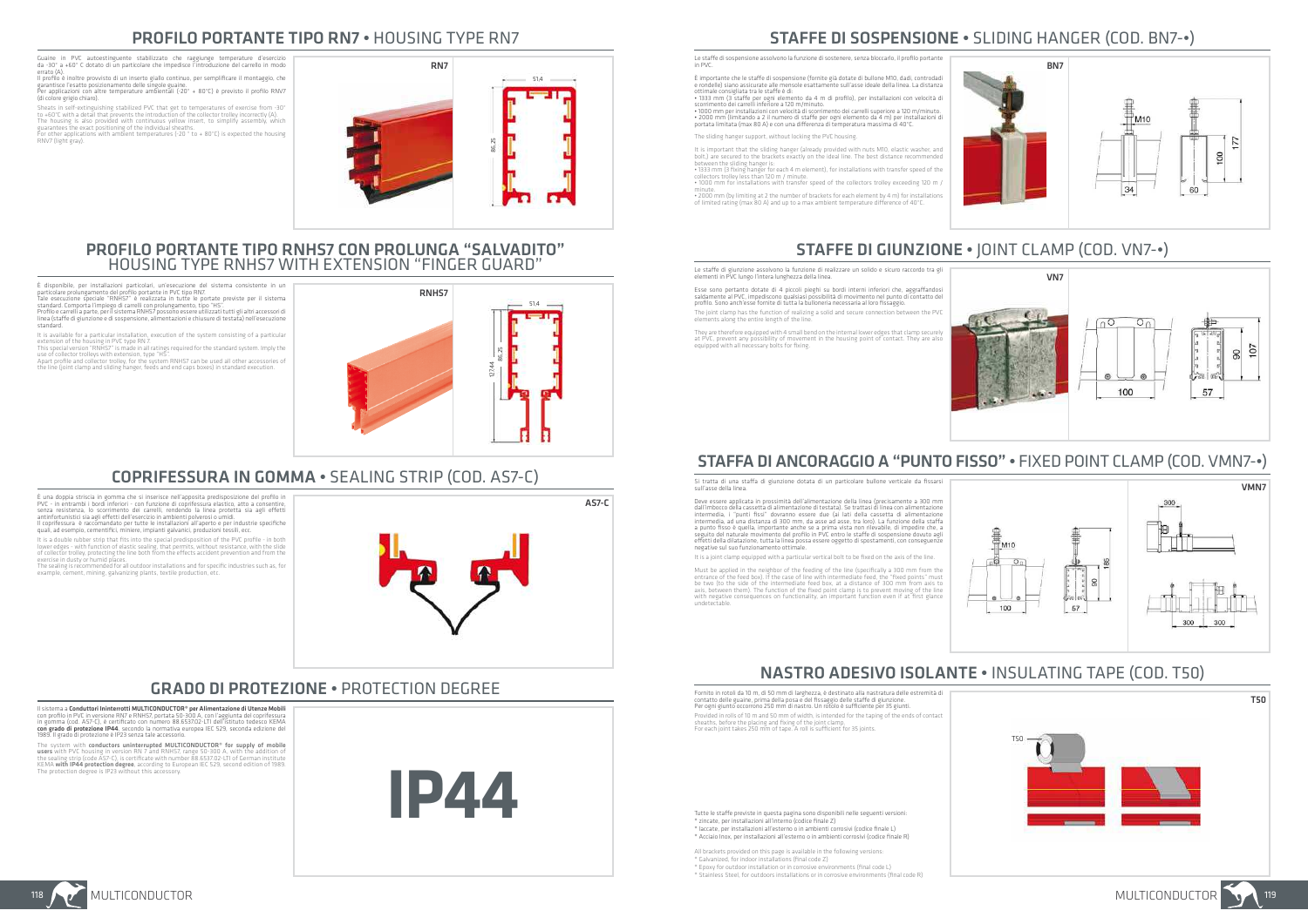## PROFILO PORTANTE TIPO RN7 • HOUSING TYPE RN7

Guaine in PVC autoestinguente stabilizzato che raggiunge temperature d'esercizio da -30° a +60° C dotato di un particolare che impedisce l'introduzione del carrello in modo errato (A).
Il profilo è inoltre provvisto di un inserto giallo continuo, per semplificare il montaggio, che garantisce l'esatto posizionamento delle singole guaine.
Per applicazioni con altre temperature ambientali (-20° + 80°C) è previsto il profilo RNV7 (di colore grigio chiaro).

Sheats in self-extinguishing stabilized PVC that get to temperatures of exercise from -30° to +60°C with a detail that prevents the introduction of the collector trolley incorrectly (A).
The housing is also provided with continuous yellow insert, to simplify assembly, which guarantees the exact positioning of the individual sheaths.
For other applications with ambient temperatures (-20 ° to + 80°C) is expected the housing RNV7 (light gray).

RN7

51,4

86,25

## PROFILO PORTANTE TIPO RNHS7 CON PROLUNGA "SALVADITO" HOUSING TYPE RNHS7 WITH EXTENSION "FINGER GUARD"

È disponibile, per installazioni particolari, un'esecuzione del sistema consistente in un particolare prolungamento del profilo portante in PVC tipo RN7.
Tale esecuzione speciale "RNHS7" è realizzata in tutte le portate previste per il sistema standard. Comporta l'impiego di carrelli con prolungamento, tipo "HS".
Profilo e carrelli a parte, per il sistema RNHS7 possono essere utilizzati tutti gli altri accessori di linea (staffe di giunzione e di sospensione, alimentazioni e chiusure di testata) nell'esecuzione standard.

It is available for a particular installation, execution of the system consisting of a particular extension of the housing in PVC type RN 7.
This special version "RNHS7" is made in all ratings required for the standard system. Imply the use of collector trolleys with extension, type "HS".
Apart profile and collector trolley, for the system RNHS7 can be used all other accessories of the line (joint clamp and sliding hanger, feeds and end caps boxes) in standard execution.

RNHS7

51,4

86,25

127,44

## COPRIFESSURA IN GOMMA • SEALING STRIP (COD. AS7-C)

È una doppia striscia in gomma che si inserisce nell'apposita predisposizione del profilo in PVC - in entrambi i bordi inferiori - con funzione di coprifessura elastico, atto a consentire, senza resistenza, lo scorrimento dei carrelli, rendendo la linea protetta sia agli effetti antinfortunistici sia agli effetti dell'esercizio in ambienti polverosi o umidi.
Il coprifessura è raccomandato per tutte le installazioni all'aperto e per industrie specifiche quali, ad esempio, cementifici, miniere, impianti galvanici, produzioni tessili, ecc.

It is a double rubber strip that fits into the special predisposition of the PVC profile - in both lower edges - with function of elastic sealing, that permits, without resistance, with the slide of collector trolley, protecting the line both from the effects accident prevention and from the exercise in dusty or humid places.
The sealing is recommended for all outdoor installations and for specific industries such as, for example, cement, mining, galvanizing plants, textile production, etc.

AS7-C

## GRADO DI PROTEZIONE • PROTECTION DEGREE

Il sistema a **Conduttori Ininterrotti MULTICONDUCTOR® per Alimentazione di Utenze Mobili** con profilo in PVC in versione RN7 e RNHS7, portata 50-300 A, con l'aggiunta del coprifessura in gomma (cod. AS7-C), è certificato con numero 88.6537.02-LTI dell'istituto tedesco KEMA **con grado di protezione IP44**, secondo la normativa europea IEC 529, seconda edizione del 1989. Il grado di protezione è IP23 senza tale accessorio.

The system with **conductors uninterrupted MULTICONDUCTOR® for supply of mobile users** with PVC housing in version RN 7 and RNHS7, range 50-300 A, with the addition of the sealing strip (code AS7-C), is certificate with number 88.6537.02-LTI of German institute KEMA **with IP44 protection degree**, according to European IEC 529, second edition of 1989. The protection degree is IP23 without this accessory.

IP44

## STAFFE DI SOSPENSIONE • SLIDING HANGER (COD. BN7-•)

Le staffe di sospensione assolvono la funzione di sostenere, senza bloccarlo, il profilo portante in PVC.

È importante che le staffe di sospensione (fornite già dotate di bullone M10, dadi, controdadi e rondelle) siano assicurate alle mensole esattamente sull'asse ideale della linea. La distanza ottimale consigliata tra le staffe è di:
• 1333 mm (3 staffe per ogni elemento da 4 m di profilo), per installazioni con velocità di scorrimento dei carrelli inferiore a 120 m/minuto.
• 1000 mm per installazioni con velocità di scorrimento dei carrelli superiore a 120 m/minuto.
• 2000 mm (limitando a 2 il numero di staffe per ogni elemento da 4 m) per installazioni di portata limitata (max 80 A) e con una differenza di temperatura massima di 40°C.

The sliding hanger support, without locking the PVC housing.

It is important that the sliding hanger (already provided with nuts M10, elastic washer, and bolt,) are secured to the brackets exactly on the ideal line. The best distance recommended between the sliding hanger is:
• 1333 mm (3 fixing hanger for each 4 m element), for installations with transfer speed of the collectors trolley less than 120 m / minute.
• 1000 mm for installations with transfer speed of the collectors trolley exceeding 120 m / minute.
• 2000 mm (by limiting at 2 the number of brackets for each element by 4 m) for installations of limited rating (max 80 A) and up to a max ambient temperature difference of 40°C.

BN7

M10

34 60 100 177

## STAFFE DI GIUNZIONE • JOINT CLAMP (COD. VN7-•)

Le staffe di giunzione assolvono la funzione di realizzare un solido e sicuro raccordo tra gli elementi in PVC lungo l'intera lunghezza della linea.

Esse sono pertanto dotate di 4 piccoli pieghi su bordi interni inferiori che, aggraffandosi saldamente al PVC, impediscono qualsiasi possibilità di movimento nel punto di contatto del profilo. Sono anch'esse fornite di tutta la bulloneria necessaria al loro fissaggio.

The joint clamp has the function of realizing a solid and secure connection between the PVC elements along the entire length of the line.

They are therefore equipped with 4 small bend on the internal lower edges that clamp securely at PVC, prevent any possibility of movement in the housing point of contact. They are also equipped with all necessary bolts for fixing.

VN7

100 57 90 107

## STAFFA DI ANCORAGGIO A "PUNTO FISSO" • FIXED POINT CLAMP (COD. VMN7-•)

Si tratta di una staffa di giunzione dotata di un particolare bullone verticale da fissarsi sull'asse della linea.

Deve essere applicata in prossimità dell'alimentazione della linea (precisamente a 300 mm dall'imbocco della cassetta di alimentazione di testata). Se trattasi di linea con alimentazione intermedia, i "punti fissi" dovranno essere due (ai lati della cassetta di alimentazione intermedia, ad una distanza di 300 mm, da asse ad asse, tra loro). La funzione della staffa a punto fisso è quella, importante anche se a prima vista non rilevabile, di impedire che, a seguito del naturale movimento del profilo in PVC entro le staffe di sospensione dovuto agli effetti della dilatazione, tutta la linea possa essere oggetto di spostamenti, con conseguenze negative sul suo funzionamento ottimale.

It is a joint clamp equipped with a particular vertical bolt to be fixed on the axis of the line.

Must be applied in the neighbor of the feeding of the line (specifically a 300 mm from the entrance of the feed box). If the case of line with intermediate feed, the "fixed points" must be two (to the side of the intermediate feed box, at a distance of 300 mm from axis to axis, between them). The function of the fixed point clamp is to prevent moving of the line with negative consequences on functionality, an important function even if at first glance undetectable.

VMN7

M10

100 57 90 185 300 300 300

## NASTRO ADESIVO ISOLANTE • INSULATING TAPE (COD. T50)

Fornito in rotoli da 10 m, di 50 mm di larghezza, è destinato alla nastratura delle estremità di contatto delle guaine, prima della posa e del fissaggio delle staffe di giunzione.
Per ogni giunto occorrono 250 mm di nastro. Un rotolo è sufficiente per 35 giunti.

Provided in rolls of 10 m and 50 mm of width, is intended for the taping of the ends of contact sheaths, before the placing and fixing of the joint clamp.
For each joint takes 250 mm of tape. A roll is sufficient for 35 joints.

T50

Tutte le staffe previste in questa pagina sono disponibili nelle seguenti versioni:
* zincate, per installazioni all'interno (codice finale Z)
* laccate, per installazioni all'esterno o in ambienti corrosivi (codice finale L)
* Acciaio Inox, per installazioni all'esterno o in ambienti corrosivi (codice finale R)

All brackets provided on this page is available in the following versions:
* Galvanized, for indoor installations (final code Z)
* Epoxy for outdoor installation or in corrosive environments (final code L)
* Stainless Steel, for outdoors installations or in corrosive environments (final code R)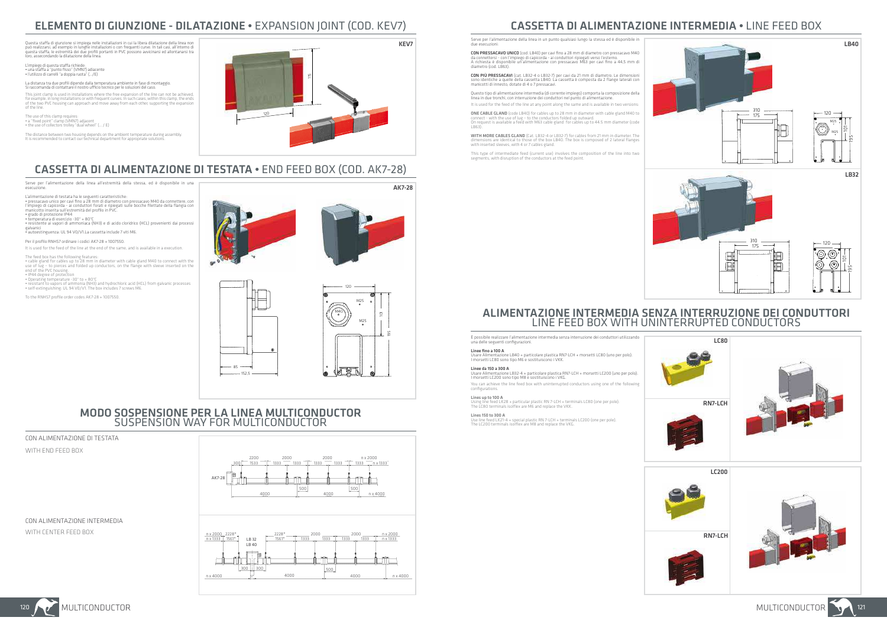## ELEMENTO DI GIUNZIONE - DILATAZIONE • EXPANSION JOINT (COD. KEV7)

Questa staffa di giunzione si impiega nelle installazioni in cui la libera dilatazione della linea non può realizzarsi, ad esempio in lunghe installazioni o con frequenti curve. In tali casi, all'interno di questa staffa, le estremità dei due profili portanti in PVC possono avvicinarsi ed allontanarsi tra loro, assecondando la dilatazione della linea.

L'impiego di questa staffa richiede:
• una staffa a "punto fisso" (VMN7) adiacente
• l'utilizzo di carrelli "a doppia ruota" (... /E)

La distanza tra due profili dipende dalla temperatura ambiente in fase di montaggio.
Si raccomanda di contattare il nostro ufficio tecnico per le soluzioni del caso.

This joint clamp is used in installations where the free expansion of the line can not be achieved, for example, in long installations or with frequent curves. In such cases, within this clamp, the ends of the two PVC housing can approach and move away from each other, supporting the expansion of the line.

The use of this clamp requires:
• a "fixed point" clamp (VMN7) adjacent
• the use of collectors trolley "dual wheel" (... / E)

The distance between two housing depends on the ambient temperature during assembly.
It is recommended to contact our technical department for appropriate solutions.

KEV7

## CASSETTA DI ALIMENTAZIONE DI TESTATA • END FEED BOX (COD. AK7-28)

Serve per l'alimentazione della linea all'estremità della stessa, ed è disponibile in una esecuzione.

L'alimentazione di testata ha le seguenti caratteristiche:
• pressacavo unico per cavi fino a 28 mm di diametro con pressacavo M40 da connettere, con l'impiego di capicorda - ai conduttori forati e ripiegati sulle bocche filettate della flangia con manicotto inserita sull'estremità del profilo in PVC.
• grado di protezione IP44
• temperatura di esercizio -30° + 80°C
• resistente ai vapori di ammoniaca (NH3) e di acido cloridrico (HCL) provenienti dai processi galvanici
• autoestinguenza: UL 94 V0/V1.La cassetta include 7 viti M6.

Per il profilo RNH57 ordinare i codici AK7-28 + 1007550.

It is used for the feed of the line at the end of the same, and is available in a execution.

The feed box has the following features:
• cable gland for cables up to 28 mm in diameter with cable gland M40 to connect with the use of lug - to pierces and folded up conductors, on the flange with sleeve inserted on the end of the PVC housing.
• IP44 degree of protection
• Operating temperature -30° to + 80°C
• resistant to vapors of ammonia (NH3) and hydrochloric acid (HCL) from galvanic processes
• self-extinguishing: UL 94 V0/V1. The box includes 7 screws M6.

To the RNH57 profile order codes AK7-28 + 1007550.

AK7-28

## MODO SOSPENSIONE PER LA LINEA MULTICONDUCTOR
### SUSPENSION WAY FOR MULTICONDUCTOR

CON ALIMENTAZIONE DI TESTATA

WITH END FEED BOX

CON ALIMENTAZIONE INTERMEDIA

WITH CENTER FEED BOX

## CASSETTA DI ALIMENTAZIONE INTERMEDIA • LINE FEED BOX

Serve per l'alimentazione della linea in un punto qualsiasi lungo la stessa ed è disponibile in due esecuzioni:

**CON PRESSACAVO UNICO** (cod. LB40) per cavi fino a 28 mm di diametro con pressacavo M40 da connettere - con l'impiego di capicorda - ai conduttori ripiegati verso l'esterno.
A richiesta è disponibile un'alimentazione con pressacavo M63 per cavi fino a 44,5 mm di diametro (cod. LB63).

**CON PIÙ PRESSACAVI** (cat. LB32-4 o LB32-7) per cavi da 21 mm di diametro. Le dimensioni sono identiche a quelle della cassetta LB40. La cassetta è composta da 2 flange laterali con manicotti di innesto, dotate di 4 o 7 pressacavi.

Questo tipo di alimentazione intermedia (di corrente impiego) comporta la composizione della linea in due tronchi, con interruzione dei conduttori nel punto di alimentazione.

It is used for the feed of the line at any point along the same and is available in two versions:

**ONE CABLE GLAND** (code LB40) for cables up to 28 mm in diameter with cable gland M40 to connect - with the use of lug - to the conductors folded up outward.
On request is available a feed with M63 cable gland for cables up to 44.5 mm diameter (code LB63).

**WITH MORE CABLES GLAND** (Cat. LB32-4 or LB32-7) for cables from 21 mm in diameter. The dimensions are identical to those of the box LB40. The box is composed of 2 lateral flanges with inserted sleeves, with 4 or 7 cables gland.

This type of intermediate feed (current use) involves the composition of the line into two segments, with disruption of the conductors at the feed point.

LB40

LB32

## ALIMENTAZIONE INTERMEDIA SENZA INTERRUZIONE DEI CONDUTTORI
### LINE FEED BOX WITH UNINTERRUPTED CONDUCTORS

È possibile realizzare l'alimentazione intermedia senza interruzione dei conduttori utilizzando una delle seguenti configurazioni.

**Linee fino a 100 A**
Usare Alimentazione LB40 + particolare plastica RN7-LCH + morsetti LC80 (uno per polo).
I morsetti LC80 sono tipo M6 e sostituiscono i VKK.

**Linee da 150 a 300 A**
Usare Alimentazione LB32-4 + particolare plastica RN7-LCH + morsetti LC200 (uno per polo).
I morsetti LC200 sono tipo M8 e sostituiscono i VKG.

You can achieve the line feed box with uninterrupted conductors using one of the following configurations.

**Lines up to 100 A**
Using line feed LK28 + particular plastic RN 7-LCH + terminals LC80 (one per pole).
The LC80 terminals isoflex are M6 and replace the VKK.

**Lines 150 to 300 A**
Use line feed LK21-4 + special plastic RN 7-LCH + terminals LC200 (one per pole).
The LC200 terminals isoflex are M8 and replace the VKG.

LC80

RN7-LCH

LC200

RN7-LCH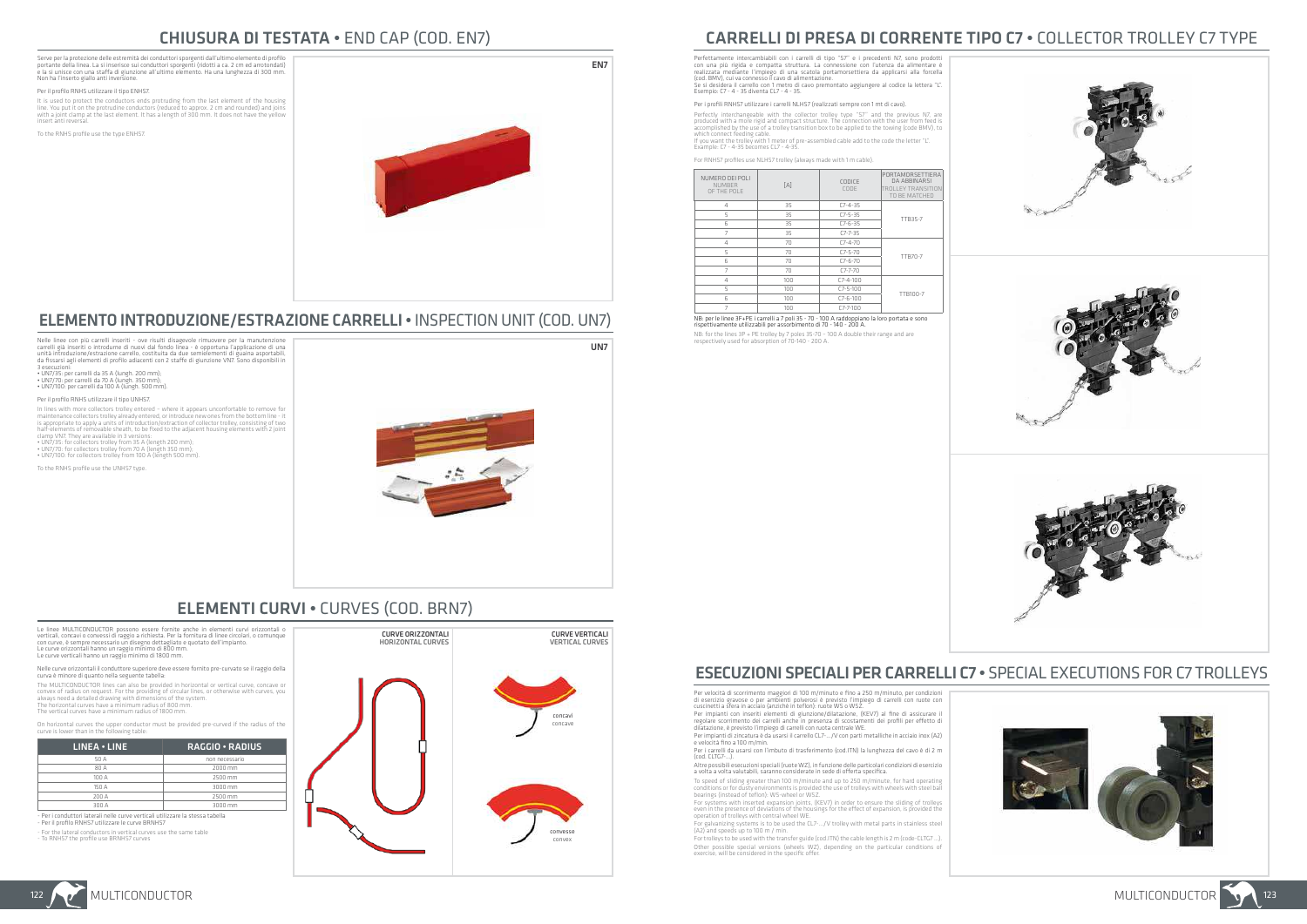# CHIUSURA DI TESTATA • END CAP (COD. EN7)

Serve per la protezione delle estremità dei conduttori sporgenti dall'ultimo elemento di profilo portante della linea. La si inserisce sui conduttori sporgenti (ridotti a ca. 2 cm ed arrotondati) e la si unisce con una staffa di giunzione all'ultimo elemento. Ha una lunghezza di 300 mm. Non ha l'inserto giallo anti inversione.

Per il profilo RNHS utilizzare il tipo ENHS7.

It is used to protect the conductors ends protruding from the last element of the housing line. You put it on the protruding conductors (reduced to approx. 2 cm and rounded) and joins with a joint clamp at the last element. It has a length of 300 mm. It does not have the yellow insert anti reversal.

To the RNHS profile use the type ENHS7.

EN7

# ELEMENTO INTRODUZIONE/ESTRAZIONE CARRELLI • INSPECTION UNIT (COD. UN7)

Nelle linee con più carrelli inseriti - ove risulti disagevole rimuovere per la manutenzione carrelli già inseriti o introdurne di nuovi dal fondo linea - è opportuna l'applicazione di una unità introduzione/estrazione carrello, costituita da due semielementi di guaina asportabili, da fissarsi agli elementi di profilo adiacenti con 2 staffe di giunzione VN7. Sono disponibili in 3 esecuzioni:

- UN7/35: per carrelli da 35 A (lungh. 200 mm);
- UN7/70: per carrelli da 70 A (lungh. 350 mm);
- UN7/100: per carrelli da 100 A (lungh. 500 mm).

Per il profilo RNHS utilizzare il tipo UNHS7.

In lines with more collectors trolley entered - where it appears unconfortable to remove for maintenance collectors trolley already entered, or introduce new ones from the bottom line - it is appropriate to apply a units of introduction/extraction of collector trolley, consisting of two half-elements of removable sheath, to be fixed to the adjacent housing elements with 2 joint clamp VN7. They are available in 3 versions:

- UN7/35: for collectors trolley from 35 A (length 200 mm);
- UN7/70: for collectors trolley from 70 A (length 350 mm);
- UN7/100: for collectors trolley from 100 A (length 500 mm).

To the RNHS profile use the UNHS7 type.

UN7

# ELEMENTI CURVI • CURVES (COD. BRN7)

Le linee MULTICONDUCTOR possono essere fornite anche in elementi curvi orizzontali o verticali, concavi o convessi di raggio a richiesta. Per la fornitura di linee circolari, o comunque con curve, è sempre necessario un disegno dettagliato e quotato dell'impianto.
Le curve orizzontali hanno un raggio minimo di 800 mm.
Le curve verticali hanno un raggio minimo di 1800 mm.

Nelle curve orizzontali il conduttore superiore deve essere fornito pre-curvato se il raggio della curva è minore di quanto nella seguente tabella.

The MULTICONDUCTOR lines can also be provided in horizontal or vertical curve, concave or convex of radius on request. For the providing of circular lines, or otherwise with curves, you always need a detailed drawing with dimensions of the system.
The horizontal curves have a minimum radius of 800 mm.
The vertical curves have a minimum radius of 1800 mm.

On horizontal curves the upper conductor must be provided pre-curved if the radius of the curve is lower than in the following table:

| LINEA • LINE | RAGGIO • RADIUS |
|---|---|
| 50 A | non necessario |
| 80 A | 2000 mm |
| 100 A | 2500 mm |
| 150 A | 3000 mm |
| 200 A | 2500 mm |
| 300 A | 3000 mm |

- Per i conduttori laterali nelle curve verticali utilizzare la stessa tabella
- Per il profilo RNHS7 utilizzare le curve BRNHS7

- For the lateral conductors in vertical curves use the same table
- To RNHS7 the profile use BRNHS7 curves

CURVE ORIZZONTALI
HORIZONTAL CURVES

CURVE VERTICALI
VERTICAL CURVES

concavi
concave

convesse
convex

# CARRELLI DI PRESA DI CORRENTE TIPO C7 • COLLECTOR TROLLEY C7 TYPE

Perfettamente intercambiabili con i carrelli di tipo "S7" e i precedenti N7, sono prodotti con una più rigida e compatta struttura. La connessione con l'utenza da alimentare è realizzata mediante l'impiego di una scatola portamorsettiera da applicarsi alla forcella (cod. BMV), cui va connesso il cavo di alimentazione.
Se si desidera il carrello con 1 metro di cavo premontato aggiungere al codice la lettera "L".
Esempio: C7 - 4 - 35 diventa CL7 - 4 - 35.

Per i profili RNHS7 utilizzare i carrelli NLHS7 (realizzati sempre con 1 mt di cavo).

Perfectly interchangeable with the collector trolley type "S7" and the previous N7, are produced with a more rigid and compact structure. The connection with the user from feed is accomplished by the use of a trolley transition box to be applied to the towing (code BMV), to which connect feeding cable.
If you want the trolley with 1 meter of pre-assembled cable add to the code the letter "L".
Example: C7 - 4-35 becomes CL7 - 4-35.

For RNHS7 profiles use NLHS7 trolley (always made with 1 m cable).

| NUMERO DEI POLI NUMBER OF THE POLE | [A] | CODICE CODE | PORTAMORSETTIERA DA ABBINARSI TROLLEY TRANSITION TO BE MATCHED |
|---|---|---|---|
| 4 | 35 | C7-4-35 | TTB35-7 |
| 5 | 35 | C7-5-35 | |
| 6 | 35 | C7-6-35 | |
| 7 | 35 | C7-7-35 | |
| 4 | 70 | C7-4-70 | TTB70-7 |
| 5 | 70 | C7-5-70 | |
| 6 | 70 | C7-6-70 | |
| 7 | 70 | C7-7-70 | |
| 4 | 100 | C7-4-100 | TTB100-7 |
| 5 | 100 | C7-5-100 | |
| 6 | 100 | C7-6-100 | |
| 7 | 100 | C7-7-100 | |

NB: per le linee 3F+PE i carrelli a 7 poli 35 - 70 - 100 A raddoppiano la loro portata e sono rispettivamente utilizzabili per assorbimento di 70 - 140 - 200 A.

NB: for the lines 3P + PE trolley by 7 poles 35-70 - 100 A double their range and are respectively used for absorption of 70-140 - 200 A.

# ESECUZIONI SPECIALI PER CARRELLI C7 • SPECIAL EXECUTIONS FOR C7 TROLLEYS

Per velocità di scorrimento maggiori di 100 m/minuto e fino a 250 m/minuto, per condizioni di esercizio gravose o per ambienti polverosi è previsto l'impiego di carrelli con ruote con cuscinetti a sfera in acciaio (anziché in teflon): ruote WS o WSZ.

Per impianti con inseriti elementi di giunzione/dilatazione, (KEV7) al fine di assicurare il regolare scorrimento dei carrelli anche in presenza di scostamenti dei profili per effetto di dilatazione, è previsto l'impiego di carrelli con ruota centrale WE.

Per impianti di zincatura è da usarsi il carrello CL7-.../V con parti metalliche in acciaio inox (A2) e velocità fino a 100 m/min.

Per i carrelli da usarsi con l'imbuto di trasferimento (cod.ITN) la lunghezza del cavo è di 2 m (cod. CLTG7-...).

Altre possibili esecuzioni speciali (ruote WZ), in funzione delle particolari condizioni di esercizio a volta a volta valutabili, saranno considerate in sede di offerta specifica.

To speed of sliding greater than 100 m/minute and up to 250 m/minute, for hard operating conditions or for dusty environments is provided the use of trolleys with wheels with steel ball bearings (instead of teflon): WS-wheel or WSZ.

For systems with inserted expansion joints, (KEV7) in order to ensure the sliding of trolleys even in the presence of deviations of the housings for the effect of expansion, is provided the operation of trolleys with central wheel WE.

For galvanizing systems is to be used the CL7-.../V trolley with metal parts in stainless steel (A2) and speeds up to 100 m / min.

For trolleys to be used with the transfer guide (cod.ITN) the cable length is 2 m (code-CLTG7 ...).

Other possible special versions (wheels WZ), depending on the particular conditions of exercise, will be considered in the specific offer.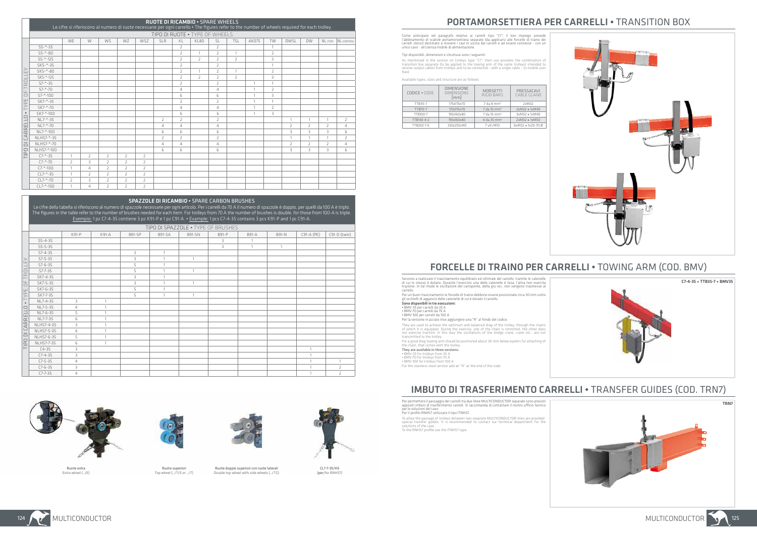## RUOTE DI RICAMBIO • SPARE WHEELS

Le cifre si riferiscono al numero di ruote necessarie per ogni carrello • The figures refer to the number of wheels required for each trolley.

| TIPO DI CARRELLO • TYPE OF TROLLEY | TIPO DI RUOTE • TYPE OF WHEELS | | | | | | | | | | | | | | |
|---|---|---|---|---|---|---|---|---|---|---|---|---|---|---|---|
| | WE | W | WS | WZ | WSZ | SLR | KL | KL80 | SL | TSL | AK075 | TW | DWSL | DW | NL (TOP) | NL (CONTROL) |
| S5-*-35 | | | | | | | 2 | | 2 | | | 1 | | | | |
| S5-*-80 | | | | | | | 2 | 1 | 2 | 1 | | 2 | | | | |
| S5-*-125 | | | | | | | 2 | 2 | 2 | 2 | | 3 | | | | |
| SK5-*-35 | | | | | | | 2 | | 2 | | | 1 | | | | |
| SK5-*-80 | | | | | | | 2 | 1 | 2 | 1 | | 2 | | | | |
| SK5-*-125 | | | | | | | 2 | 2 | 2 | 2 | | 3 | | | | |
| S7-*-35 | | | | | | | 2 | | 2 | | 1 | 1 | | | | |
| S7-*-70 | | | | | | | 4 | | 4 | | 1 | 2 | | | | |
| S7-*-100 | | | | | | | 6 | | 6 | | 1 | 3 | | | | |
| SK7-*-35 | | | | | | | 2 | | 2 | | 1 | 1 | | | | |
| SK7-*-70 | | | | | | | 4 | | 4 | | 1 | 2 | | | | |
| SK7-*-100 | | | | | | | 6 | | 6 | | 1 | 3 | | | | |
| NL7-*-35 | | | | | | 2 | 2 | | 2 | | | | 1 | 1 | 1 | 2 |
| NL7-*-70 | | | | | | 4 | 4 | | 4 | | | | 2 | 2 | 2 | 4 |
| NL7-*-100 | | | | | | 6 | 6 | | 6 | | | | 3 | 3 | 3 | 6 |
| NLHS7-*-35 | | | | | | 2 | 2 | | 2 | | | | 1 | 1 | 1 | 2 |
| NLHS7-*-70 | | | | | | 4 | 4 | | 4 | | | | 2 | 2 | 2 | 4 |
| NLHS7-*-100 | | | | | | 6 | 6 | | 6 | | | | 3 | 3 | 3 | 6 |
| C7-*-35 | 1 | 2 | 2 | 2 | 2 | | | | | | | | | | | |
| C7-*-70 | 2 | 3 | 2 | 2 | 2 | | | | | | | | | | | |
| C7-*-100 | 1 | 4 | 2 | 2 | 2 | | | | | | | | | | | |
| CL7-*-35 | 1 | 2 | 2 | 2 | 2 | | | | | | | | | | | |
| CL7-*-70 | 2 | 3 | 2 | 2 | 2 | | | | | | | | | | | |
| CL7-*-100 | 1 | 4 | 2 | 2 | 2 | | | | | | | | | | | |

## SPAZZOLE DI RICAMBIO • SPARE CARBON BRUSHES

Le cifre della tabella si riferiscono al numero di spazzole necessarie per ogni articolo. Per i carrelli da 70 A il numero di spazzole è doppio, per quelli da 100 A è triplo. The figures in the table refer to the number of brushes needed for each item. For trolleys from 70 A the number of brushes is double, for those from 100-A is triple.
Esempio: 1 pz C7-4-35 contiene 3 pz K91-P e 1 pz C91-A. • Example: 1 pcs C7-4-35 contains 3 pcs K91-P and 1 pc C91-A.

| TIPO DI CARRELLO • TYPE OF TROLLEY | TIPO DI SPAZZOLE • TYPE OF BRUSHES | | | | | | | | | |
|---|---|---|---|---|---|---|---|---|---|---|
| | K91-P | K91-A | B91-SP | B91-SA | B91-SN | B91-P | B91-A | B91-N | C91-A (PE) | C91-D (twin) |
| S5-4-35 | | | | | | 3 | 1 | | | |
| S5-5-35 | | | | | | 3 | 1 | 1 | | |
| S7-4-35 | | | 3 | 1 | | | | | | |
| S7-5-35 | | | 3 | 1 | 1 | | | | | |
| S7-6-35 | | | 5 | 1 | | | | | | |
| S7-7-35 | | | 5 | 1 | 1 | | | | | |
| SK7-4-35 | | | 3 | 1 | | | | | | |
| SK7-5-35 | | | 3 | 1 | 1 | | | | | |
| SK7-6-35 | | | 5 | 1 | | | | | | |
| SK7-7-35 | | | 5 | 1 | 1 | | | | | |
| NL7-4-35 | 3 | 1 | | | | | | | | |
| NL7-5-35 | 4 | 1 | | | | | | | | |
| NL7-6-35 | 5 | 1 | | | | | | | | |
| NL7-7-35 | 6 | 1 | | | | | | | | |
| NLHS7-4-35 | 3 | 1 | | | | | | | | |
| NLHS7-5-35 | 4 | 1 | | | | | | | | |
| NLHS7-6-35 | 5 | 1 | | | | | | | | |
| NLHS7-7-35 | 6 | 1 | | | | | | | | |
| C4-35 | 3 | | | | | | | | 1 | |
| C7-4-35 | 3 | | | | | | | | 1 | |
| C7-5-35 | 4 | | | | | | | | 1 | 1 |
| C7-6-35 | 3 | | | | | | | | 1 | 2 |
| C7-7-35 | 4 | | | | | | | | 1 | 2 |

Ruote extra
Extra wheel (../E)

Ruote superiori
Top wheel (../T/S or .../T)

Ruote doppie superiori con ruote laterali
Double top wheel with side wheels (../TZ)

CL7-7-35/HS
(per/for RNHS7)

## PORTAMORSETTIERA PER CARRELLI • TRANSITION BOX

Come anticipato nel paragrafo relativo ai carrelli tipo "C7", il loro impiego prevede l'abbinamento di scatole portamorsettiera separate (da applicarsi alle forcelle di traino dei carrelli stessi) destinate a ricevere i cavi in uscita dai carrelli e ad essere connesse – con un unico cavo – all'utenza mobile di alimentazione.

Tipi disponibili, dimensioni e struttura sono i seguenti:

As mentioned in the section on trolleys type "C7", their use provides the combination of transition box separate (to be applied to the towing arm of the same trolleys) intended to receive output cables from trolleys and to be connected - with a single cable - to mobile user feed.

Available types, sizes and structure are as follows:

| CODICE • CODE | DIMENSIONE DIMENSIONS [mm] | MORSETTI RIGID BARS | PRESSACAVI CABLE GLAND |
|---|---|---|---|
| TTB35-7 | 175x115x70 | 7 da 4 mm² | 2xM32 |
| TTB70-7 | 170x115x70 | 7 da 10 mm² | 2xM32 + 1xM40 |
| TTB100-7 | 195x160x80 | 7 da 16 mm² | 3xM32 + 1xM40 |
| TTB140-4-2 | 195x160x80 | 4 da 35 mm² | 2xM32 + 1xM50 |
| TTB200-7-6 | 330x250x145 | 7 viti M10 | 6xM32 + 1x20-70 Ø |

## FORCELLE DI TRAINO PER CARRELLI • TOWING ARM (COD. BMV)

Servono a realizzare il trascinamento equilibrato ed ottimale del carrello, tramite le catenelle di cui lo stesso è dotato. Durante l'esercizio una delle catenelle è tesa, l'altra non esercita trazione: in tal modo le oscillazioni del carroponte, della gru ecc. non vengono trasmesse al carrello.

Per un buon trascinamento le forcelle di traino debbono essere posizionate circa 30 mm sotto gli occhielli di aggancio delle catenelle di cui è dotato il carrello.

**Sono disponibili in tre esecuzioni:**
- BMV-35 per carrelli da 35 A
- BMV-70 per carrelli da 70 A
- BMV-100 per carrelli da 100 A

Per la versione in acciaio inox aggiungere una "R" al fondo del codice.

They are used to achieve the optimum and balanced drag of the trolley, through the chains of which it is equipped. During the exercise, one of the chain is stretched, the other does not exercise traction: in this way the oscillations of the bridge crane, crane etc.. are not transmitted to the trolley.

For a good drag towing arm should be positioned about 30 mm below eyelets for attaching of the chain, that comes with the trolley.

**They are available in three versions:**
- BMV-35 for trolleys from 35 A
- BMV-70 for trolleys from 70 A
- BMV-100 for trolleys from 100 A

For the stainless steel version add an "R" at the end of the code.

C7-4-35 + TTB35-7 + BMV35

## IMBUTO DI TRASFERIMENTO CARRELLI • TRANSFER GUIDES (COD. TRN7)

Per permettere il passaggio dei carrelli tra due linee MULTICONDUCTOR separate sono previsti appositi imbuti di trasferimento carrelli. Si raccomanda di contattare il nostro ufficio tecnico per le soluzioni del caso.
Per il profilo RNHS7 utilizzare il tipo ITNHS7.

To allow the passage of trolleys between two separate MULTICONDUCTOR lines are provided special transfer guides. It is recommended to contact our technical department for the solutions of the case.
To the RNHS7 profile use the ITNHS7 type.

TRN7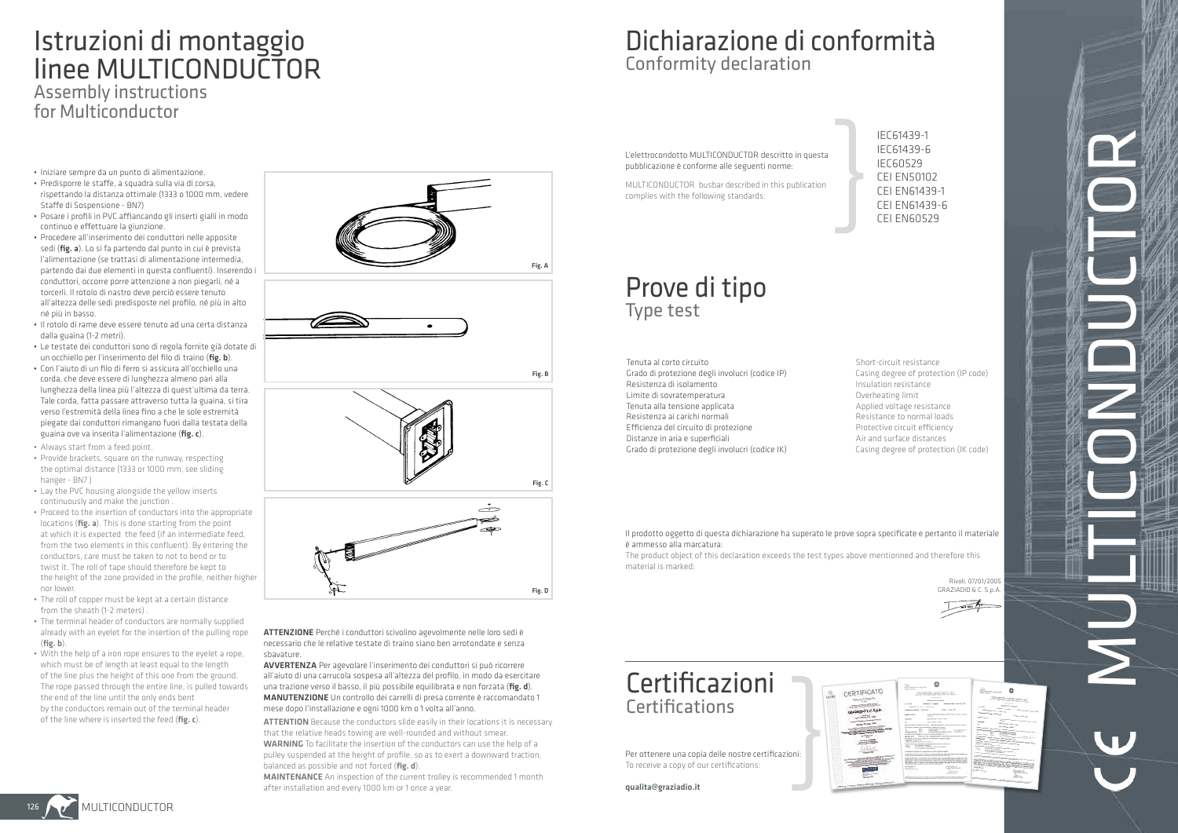# Istruzioni di montaggio linee MULTICONDUCTOR

## Assembly instructions for Multiconductor

- Iniziare sempre da un punto di alimentazione.
- Predisporre le staffe, a squadra sulla via di corsa, rispettando la distanza ottimale (1333 o 1000 mm, vedere Staffe di Sospensione - BN7)
- Posare i profili in PVC affiancando gli inserti gialli in modo continuo e effettuare la giunzione.
- Procedere all'inserimento dei conduttori nelle apposite sedi (**fig. a**). Lo si fa partendo dal punto in cui è prevista l'alimentazione (se trattasi di alimentazione intermedia, partendo dai due elementi in questa confluenti). Inserendo i conduttori, occorre porre attenzione a non piegarli, né a torcerli. Il rotolo di nastro deve perciò essere tenuto all'altezza delle sedi predisposte nel profilo, né più in alto né più in basso.
- Il rotolo di rame deve essere tenuto ad una certa distanza dalla guaina (1-2 metri).
- Le testate dei conduttori sono di regola fornite già dotate di un occhiello per l'inserimento del filo di traino (**fig. b**).
- Con l'aiuto di un filo di ferro si assicura all'occhiello una corda, che deve essere di lunghezza almeno pari alla lunghezza della linea più l'altezza di quest'ultima da terra. Tale corda, fatta passare attraverso tutta la guaina, si tira verso l'estremità della linea fino a che le sole estremità piegate dai conduttori rimangano fuori dalla testata della guaina ove va inserita l'alimentazione (**fig. c**).

- Always start from a feed point.
- Provide brackets, square on the runway, respecting the optimal distance (1333 or 1000 mm, see sliding hanger - BN7 )
- Lay the PVC housing alongside the yellow inserts continuously and make the junction .
- Proceed to the insertion of conductors into the appropriate locations (**fig. a**). This is done starting from the point at which it is expected the feed (if an intermediate feed, from the two elements in this confluent). By entering the conductors, care must be taken to not to bend or to twist it. The roll of tape should therefore be kept to the height of the zone provided in the profile, neither higher nor lower.
- The roll of copper must be kept at a certain distance from the sheath (1-2 meters) .
- The terminal header of conductors are normally supplied already with an eyelet for the insertion of the pulling rope (**fig. b**).
- With the help of a iron rope ensures to the eyelet a rope, which must be of length at least equal to the length of the line plus the height of this one from the ground. The rope passed through the entire line, is pulled towards the end of the line until the only ends bent by the conductors remain out of the terminal header of the line where is inserted the feed (**fig. c**).

Fig. A

Fig. B

Fig. C

Fig. D

**ATTENZIONE** Perchè i conduttori scivolino agevolmente nelle loro sedi è necessario che le relative testate di traino siano ben arrotondate e senza sbavature.
**AVVERTENZA** Per agevolare l'inserimento dei conduttori si può ricorrere all'aiuto di una carrucola sospesa all'altezza del profilo, in modo da esercitare una trazione verso il basso, il più possibile equilibrata e non forzata (**fig. d**).
**MANUTENZIONE** Un controllo dei carrelli di presa corrente è raccomandato 1 mese dopo l'installazione e ogni 1000 km o 1 volta all'anno.

**ATTENTION** Because the conductors slide easily in their locations it is necessary that the relative heads towing are well-rounded and without smear.
**WARNING** To facilitate the insertion of the conductors can use the help of a pulley suspended at the height of profile, so as to exert a downward traction, balanced as possible and not forced (**fig. d**).
**MAINTENANCE** An inspection of the current trolley is recommended 1 month after installation and every 1000 km or 1 once a year.

# Dichiarazione di conformità

## Conformity declaration

L'elettrocondotto MULTICONDUCTOR descritto in questa pubblicazione è conforme alle seguenti norme:

MULTICONDUCTOR busbar described in this publication complies with the following standards:

IEC61439-1
IEC61439-6
IEC60529
CEI EN50102
CEI EN61439-1
CEI EN61439-6
CEI EN60529

# Prove di tipo

## Type test

| | |
|---|---|
| Tenuta al corto circuito | Short-circuit resistance |
| Grado di protezione degli involucri (codice IP) | Casing degree of protection (IP code) |
| Resistenza di isolamento | Insulation resistance |
| Limite di sovratemperatura | Overheating limit |
| Tenuta alla tensione applicata | Applied voltage resistance |
| Resistenza ai carichi normali | Resistance to normal loads |
| Efficienza del circuito di protezione | Protective circuit efficiency |
| Distanze in aria e superficiali | Air and surface distances |
| Grado di protezione degli involucri (codice IK) | Casing degree of protection (IK code) |

Il prodotto oggetto di questa dichiarazione ha superato le prove sopra specificate e pertanto il materiale è ammesso alla marcatura:
The product object of this declaration exceeds the test types above mentionned and therefore this material is marked:

Rivoli, 07/01/2005
GRAZIADIO & C. S.p.A.

# Certificazioni

## Certifications

Per ottenere una copia delle nostre certificazioni:
To receive a copy of our certifications:

**qualita@graziadio.it**

CE MULTICONDUCTOR